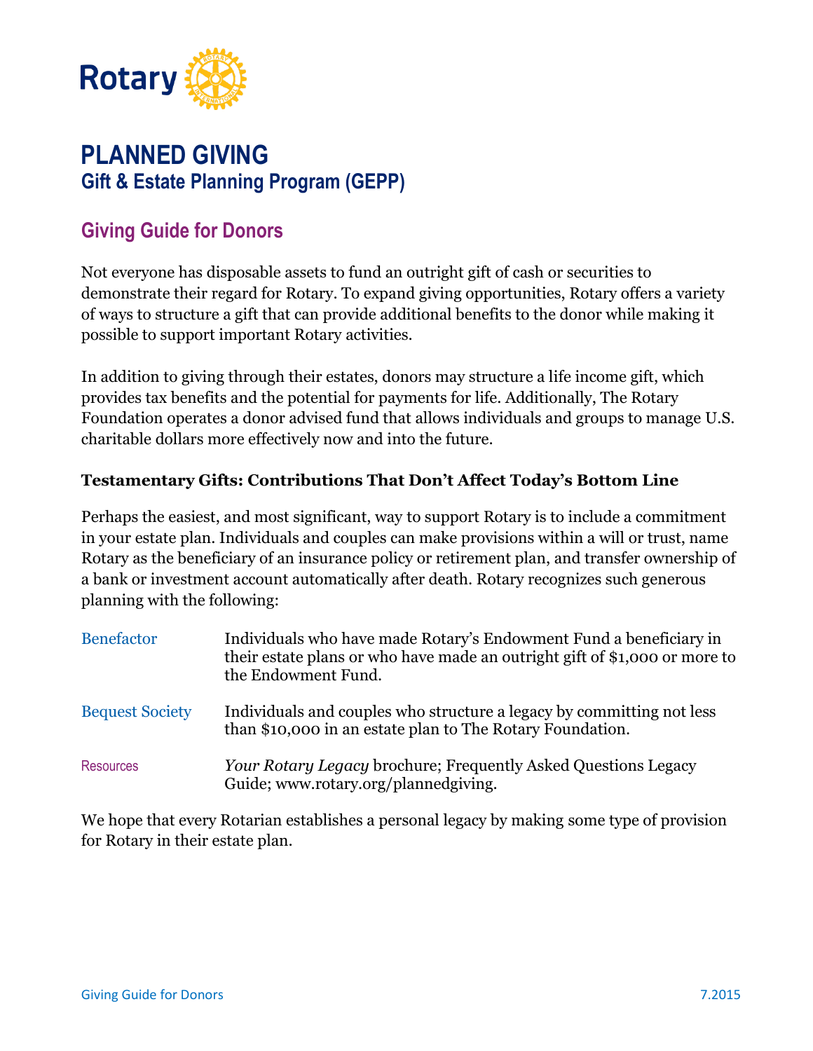# PLANNED GIVING

## Gift & Estate Planning Program (GEPP)

### Giving Guide for Donors

Not everyone has disposable assets to fund an outright gift of cash or securities to demonstrate their regard for Rotary. To expand giving opportunities, Rotary offers a variety of ways to structure a gift that can provide additional benefits to the donor while making it possible to support important Rotary activities.

In addition to giving through their estates, donors may structure a life income gift, which provides tax benefits and the potential for payments for life. Additionally, The Rotary Foundation operates a donor advised fund that allows individuals and groups to manage U.S. charitable dollars more effectively now and into the future.

**Testamentary Gifts: Contributions That Don't Affect Today's Bottom Line**

Perhaps the easiest, and most significant, way to support Rotary is to include a commitment in your estate plan. Individuals and couples can make provisions within a will or trust, name Rotary as the beneficiary of an insurance policy or retirement plan, and transfer ownership of a bank or investment account automatically after death. Rotary recognizes such generous planning with the following:

| | |
|---|---|
| Benefactor | Individuals who have made Rotary's Endowment Fund a beneficiary in their estate plans or who have made an outright gift of $1,000 or more to the Endowment Fund. |
| Bequest Society | Individuals and couples who structure a legacy by committing not less than $10,000 in an estate plan to The Rotary Foundation. |
| Resources | *Your Rotary Legacy* brochure; Frequently Asked Questions Legacy Guide; www.rotary.org/plannedgiving. |

We hope that every Rotarian establishes a personal legacy by making some type of provision for Rotary in their estate plan.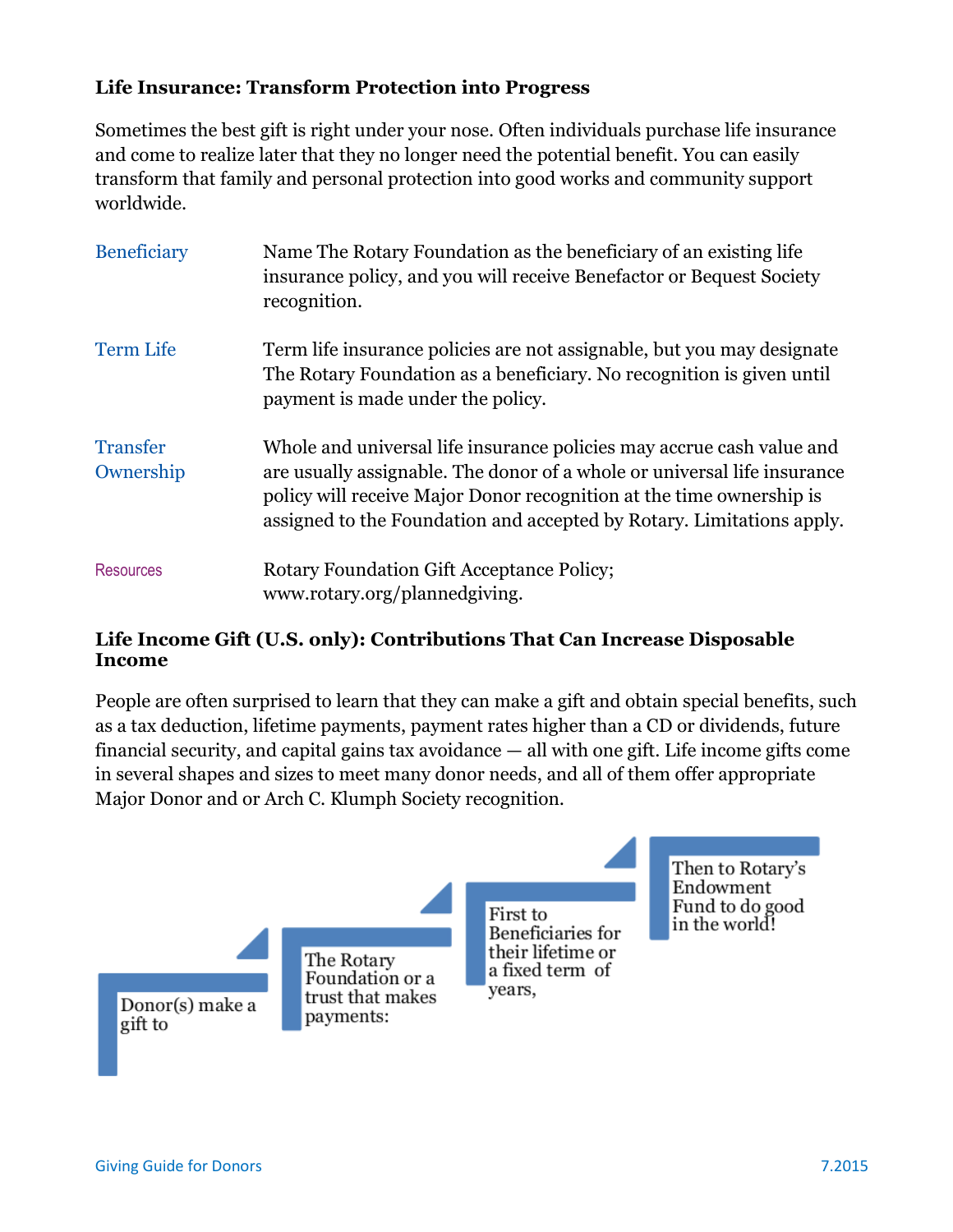### Life Insurance: Transform Protection into Progress

Sometimes the best gift is right under your nose. Often individuals purchase life insurance and come to realize later that they no longer need the potential benefit. You can easily transform that family and personal protection into good works and community support worldwide.

| | |
|---|---|
| Beneficiary | Name The Rotary Foundation as the beneficiary of an existing life insurance policy, and you will receive Benefactor or Bequest Society recognition. |
| Term Life | Term life insurance policies are not assignable, but you may designate The Rotary Foundation as a beneficiary. No recognition is given until payment is made under the policy. |
| Transfer Ownership | Whole and universal life insurance policies may accrue cash value and are usually assignable. The donor of a whole or universal life insurance policy will receive Major Donor recognition at the time ownership is assigned to the Foundation and accepted by Rotary. Limitations apply. |
| Resources | Rotary Foundation Gift Acceptance Policy; www.rotary.org/plannedgiving. |

### Life Income Gift (U.S. only): Contributions That Can Increase Disposable Income

People are often surprised to learn that they can make a gift and obtain special benefits, such as a tax deduction, lifetime payments, payment rates higher than a CD or dividends, future financial security, and capital gains tax avoidance — all with one gift. Life income gifts come in several shapes and sizes to meet many donor needs, and all of them offer appropriate Major Donor and or Arch C. Klumph Society recognition.

Donor(s) make a gift to → The Rotary Foundation or a trust that makes payments: → First to Beneficiaries for their lifetime or a fixed term of years, → Then to Rotary's Endowment Fund to do good in the world!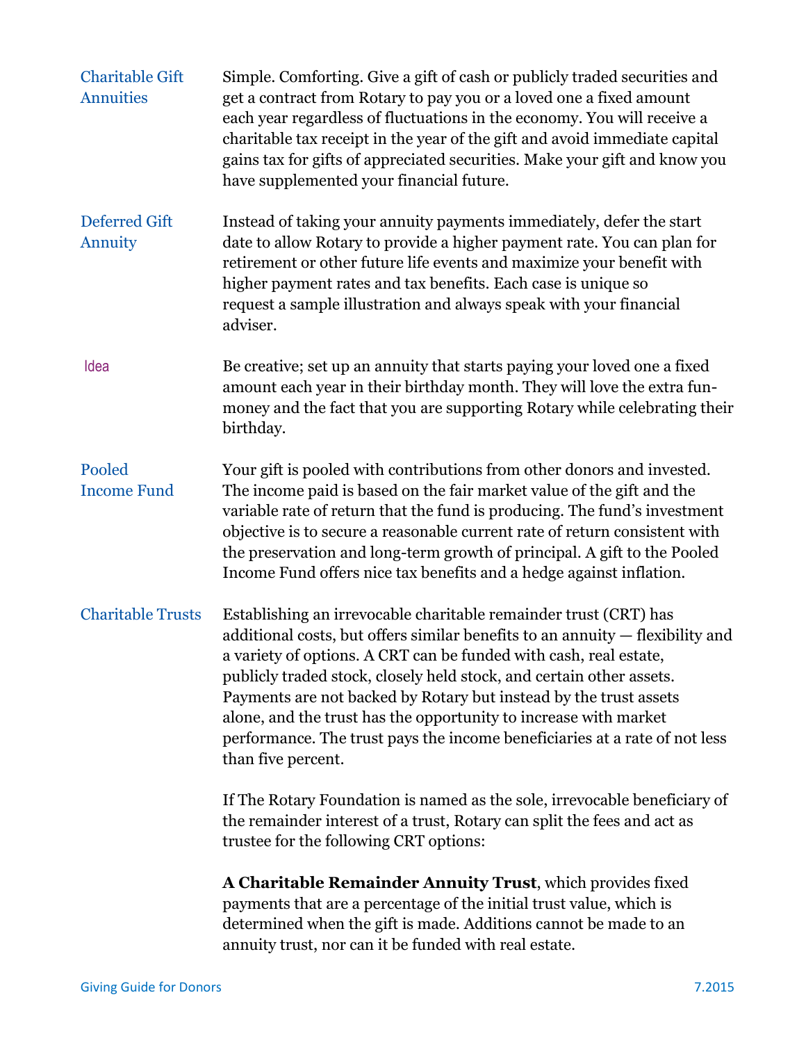**Charitable Gift Annuities**

Simple. Comforting. Give a gift of cash or publicly traded securities and get a contract from Rotary to pay you or a loved one a fixed amount each year regardless of fluctuations in the economy. You will receive a charitable tax receipt in the year of the gift and avoid immediate capital gains tax for gifts of appreciated securities. Make your gift and know you have supplemented your financial future.

**Deferred Gift Annuity**

Instead of taking your annuity payments immediately, defer the start date to allow Rotary to provide a higher payment rate. You can plan for retirement or other future life events and maximize your benefit with higher payment rates and tax benefits. Each case is unique so request a sample illustration and always speak with your financial adviser.

**Idea**

Be creative; set up an annuity that starts paying your loved one a fixed amount each year in their birthday month. They will love the extra fun-money and the fact that you are supporting Rotary while celebrating their birthday.

**Pooled Income Fund**

Your gift is pooled with contributions from other donors and invested. The income paid is based on the fair market value of the gift and the variable rate of return that the fund is producing. The fund's investment objective is to secure a reasonable current rate of return consistent with the preservation and long-term growth of principal. A gift to the Pooled Income Fund offers nice tax benefits and a hedge against inflation.

**Charitable Trusts**

Establishing an irrevocable charitable remainder trust (CRT) has additional costs, but offers similar benefits to an annuity — flexibility and a variety of options. A CRT can be funded with cash, real estate, publicly traded stock, closely held stock, and certain other assets. Payments are not backed by Rotary but instead by the trust assets alone, and the trust has the opportunity to increase with market performance. The trust pays the income beneficiaries at a rate of not less than five percent.

If The Rotary Foundation is named as the sole, irrevocable beneficiary of the remainder interest of a trust, Rotary can split the fees and act as trustee for the following CRT options:

**A Charitable Remainder Annuity Trust**, which provides fixed payments that are a percentage of the initial trust value, which is determined when the gift is made. Additions cannot be made to an annuity trust, nor can it be funded with real estate.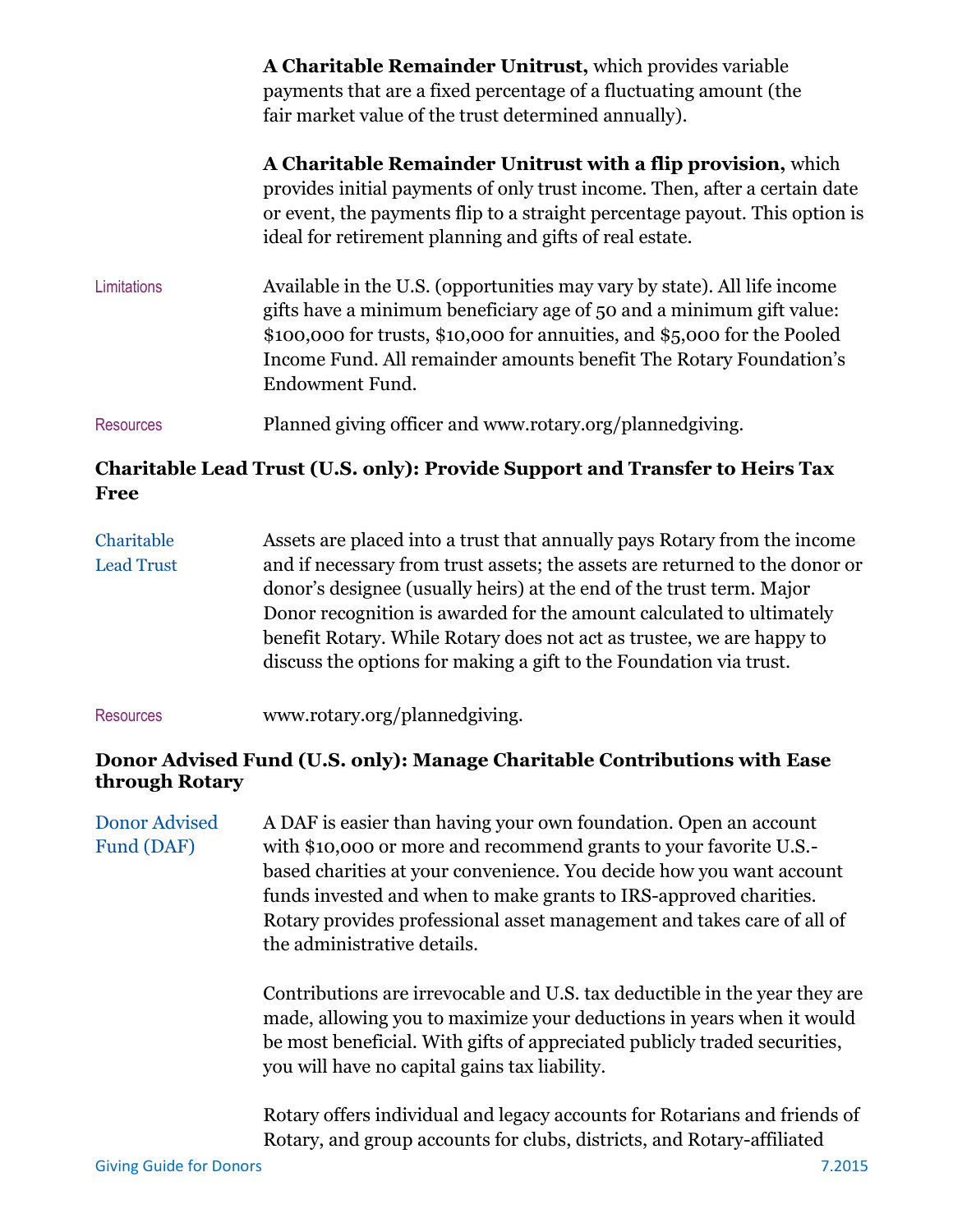**A Charitable Remainder Unitrust,** which provides variable payments that are a fixed percentage of a fluctuating amount (the fair market value of the trust determined annually).

**A Charitable Remainder Unitrust with a flip provision,** which provides initial payments of only trust income. Then, after a certain date or event, the payments flip to a straight percentage payout. This option is ideal for retirement planning and gifts of real estate.

Limitations

Available in the U.S. (opportunities may vary by state). All life income gifts have a minimum beneficiary age of 50 and a minimum gift value: $100,000 for trusts, $10,000 for annuities, and $5,000 for the Pooled Income Fund. All remainder amounts benefit The Rotary Foundation's Endowment Fund.

Resources

Planned giving officer and www.rotary.org/plannedgiving.

### Charitable Lead Trust (U.S. only): Provide Support and Transfer to Heirs Tax Free

Charitable Lead Trust

Assets are placed into a trust that annually pays Rotary from the income and if necessary from trust assets; the assets are returned to the donor or donor's designee (usually heirs) at the end of the trust term. Major Donor recognition is awarded for the amount calculated to ultimately benefit Rotary. While Rotary does not act as trustee, we are happy to discuss the options for making a gift to the Foundation via trust.

Resources

www.rotary.org/plannedgiving.

### Donor Advised Fund (U.S. only): Manage Charitable Contributions with Ease through Rotary

Donor Advised Fund (DAF)

A DAF is easier than having your own foundation. Open an account with $10,000 or more and recommend grants to your favorite U.S.-based charities at your convenience. You decide how you want account funds invested and when to make grants to IRS-approved charities. Rotary provides professional asset management and takes care of all of the administrative details.

Contributions are irrevocable and U.S. tax deductible in the year they are made, allowing you to maximize your deductions in years when it would be most beneficial. With gifts of appreciated publicly traded securities, you will have no capital gains tax liability.

Rotary offers individual and legacy accounts for Rotarians and friends of Rotary, and group accounts for clubs, districts, and Rotary-affiliated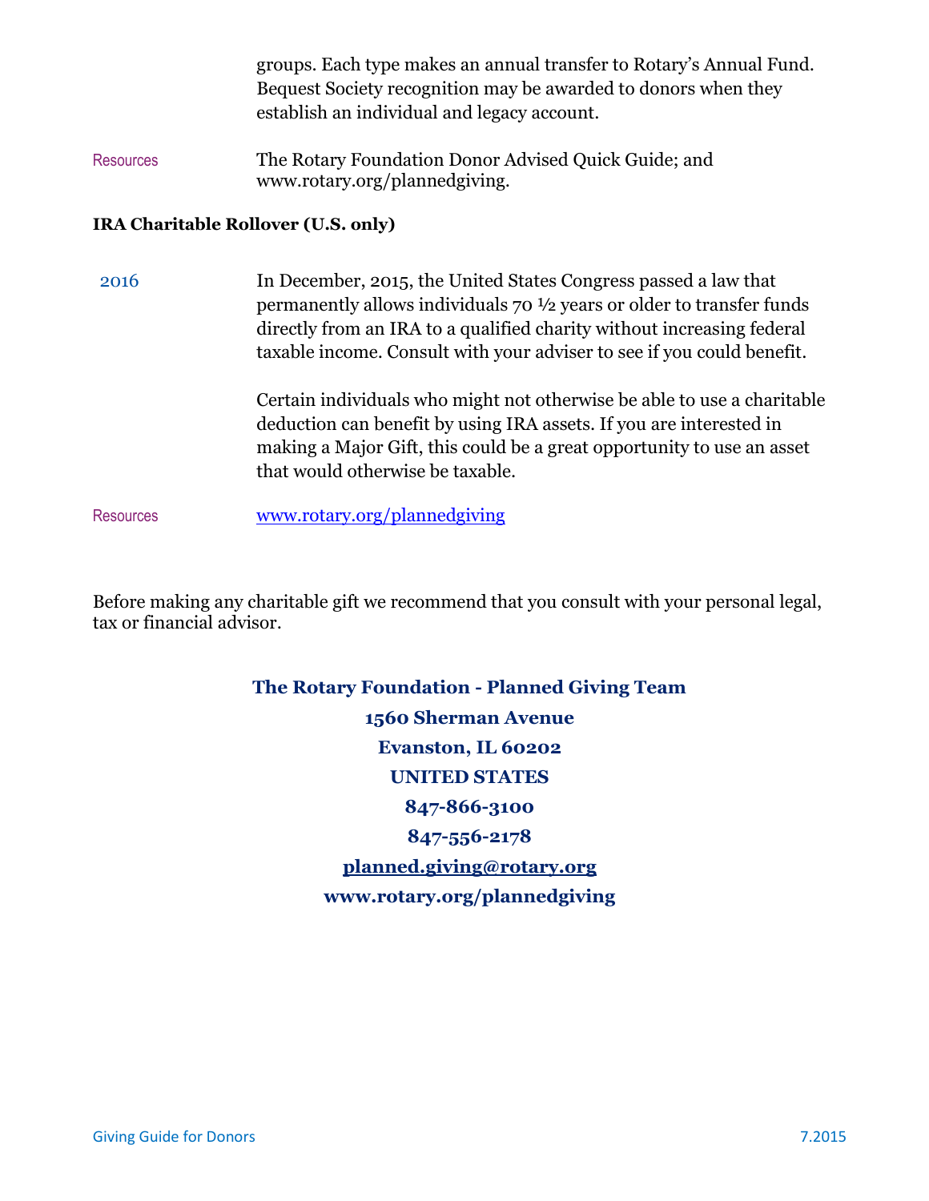groups. Each type makes an annual transfer to Rotary's Annual Fund. Bequest Society recognition may be awarded to donors when they establish an individual and legacy account.

Resources — The Rotary Foundation Donor Advised Quick Guide; and www.rotary.org/plannedgiving.

**IRA Charitable Rollover (U.S. only)**

2016 — In December, 2015, the United States Congress passed a law that permanently allows individuals 70 ½ years or older to transfer funds directly from an IRA to a qualified charity without increasing federal taxable income. Consult with your adviser to see if you could benefit.

Certain individuals who might not otherwise be able to use a charitable deduction can benefit by using IRA assets. If you are interested in making a Major Gift, this could be a great opportunity to use an asset that would otherwise be taxable.

Resources — www.rotary.org/plannedgiving

Before making any charitable gift we recommend that you consult with your personal legal, tax or financial advisor.

**The Rotary Foundation - Planned Giving Team**
**1560 Sherman Avenue**
**Evanston, IL 60202**
**UNITED STATES**
**847-866-3100**
**847-556-2178**
**planned.giving@rotary.org**
**www.rotary.org/plannedgiving**